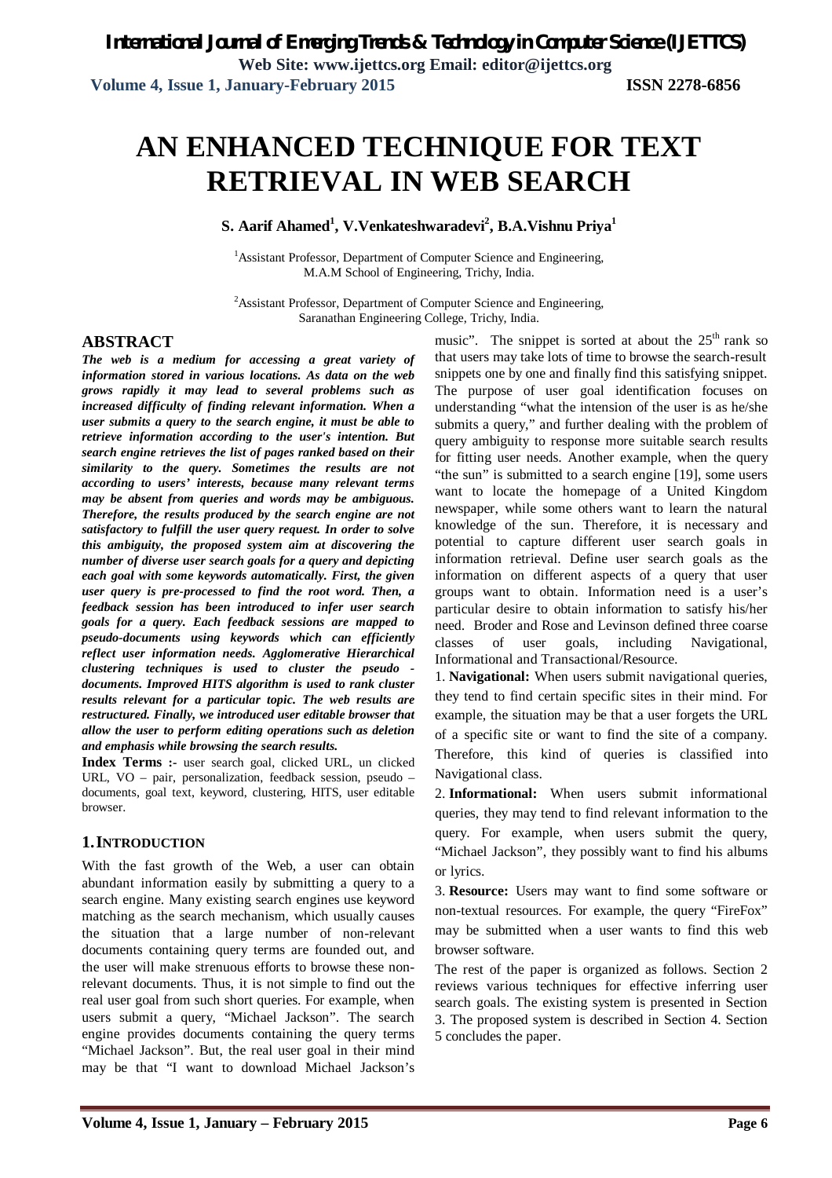# AN ENHANCED TECHNIQUE FOR TEXT RETRIEVAL IN WEB SEARCH

**S. Aarif Ahamed[1], V.Venkateshwaradevi[2], B.A.Vishnu Priya[1]**

[1]Assistant Professor, Department of Computer Science and Engineering, M.A.M School of Engineering, Trichy, India.

[2]Assistant Professor, Department of Computer Science and Engineering, Saranathan Engineering College, Trichy, India.

## ABSTRACT

***The web is a medium for accessing a great variety of information stored in various locations. As data on the web grows rapidly it may lead to several problems such as increased difficulty of finding relevant information. When a user submits a query to the search engine, it must be able to retrieve information according to the user's intention. But search engine retrieves the list of pages ranked based on their similarity to the query. Sometimes the results are not according to users' interests, because many relevant terms may be absent from queries and words may be ambiguous. Therefore, the results produced by the search engine are not satisfactory to fulfill the user query request. In order to solve this ambiguity, the proposed system aim at discovering the number of diverse user search goals for a query and depicting each goal with some keywords automatically. First, the given user query is pre-processed to find the root word. Then, a feedback session has been introduced to infer user search goals for a query. Each feedback sessions are mapped to pseudo-documents using keywords which can efficiently reflect user information needs. Agglomerative Hierarchical clustering techniques is used to cluster the pseudo - documents. Improved HITS algorithm is used to rank cluster results relevant for a particular topic. The web results are restructured. Finally, we introduced user editable browser that allow the user to perform editing operations such as deletion and emphasis while browsing the search results.***

**Index Terms :-** user search goal, clicked URL, un clicked URL, VO – pair, personalization, feedback session, pseudo – documents, goal text, keyword, clustering, HITS, user editable browser.

## 1. INTRODUCTION

With the fast growth of the Web, a user can obtain abundant information easily by submitting a query to a search engine. Many existing search engines use keyword matching as the search mechanism, which usually causes the situation that a large number of non-relevant documents containing query terms are founded out, and the user will make strenuous efforts to browse these non-relevant documents. Thus, it is not simple to find out the real user goal from such short queries. For example, when users submit a query, "Michael Jackson". The search engine provides documents containing the query terms "Michael Jackson". But, the real user goal in their mind may be that "I want to download Michael Jackson's music". The snippet is sorted at about the 25th rank so that users may take lots of time to browse the search-result snippets one by one and finally find this satisfying snippet. The purpose of user goal identification focuses on understanding "what the intension of the user is as he/she submits a query," and further dealing with the problem of query ambiguity to response more suitable search results for fitting user needs. Another example, when the query "the sun" is submitted to a search engine [19], some users want to locate the homepage of a United Kingdom newspaper, while some others want to learn the natural knowledge of the sun. Therefore, it is necessary and potential to capture different user search goals in information retrieval. Define user search goals as the information on different aspects of a query that user groups want to obtain. Information need is a user's particular desire to obtain information to satisfy his/her need. Broder and Rose and Levinson defined three coarse classes of user goals, including Navigational, Informational and Transactional/Resource.

1. **Navigational:** When users submit navigational queries, they tend to find certain specific sites in their mind. For example, the situation may be that a user forgets the URL of a specific site or want to find the site of a company. Therefore, this kind of queries is classified into Navigational class.

2. **Informational:** When users submit informational queries, they may tend to find relevant information to the query. For example, when users submit the query, "Michael Jackson", they possibly want to find his albums or lyrics.

3. **Resource:** Users may want to find some software or non-textual resources. For example, the query "FireFox" may be submitted when a user wants to find this web browser software.

The rest of the paper is organized as follows. Section 2 reviews various techniques for effective inferring user search goals. The existing system is presented in Section 3. The proposed system is described in Section 4. Section 5 concludes the paper.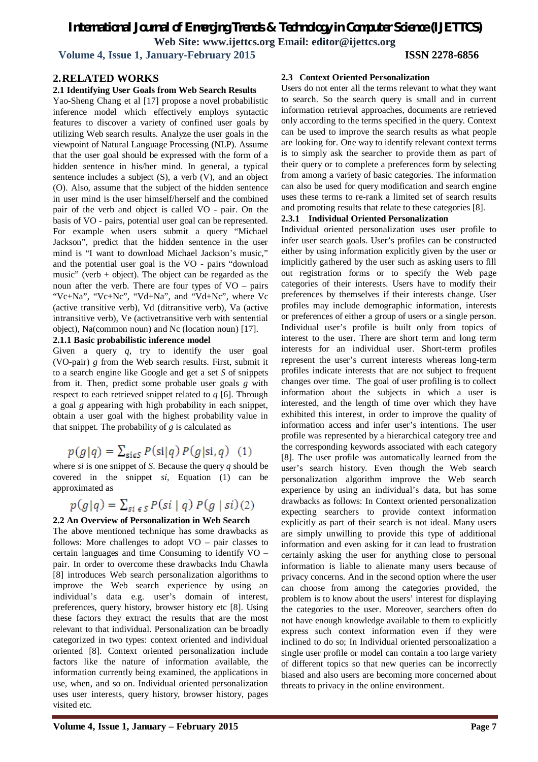## 2. RELATED WORKS

### 2.1 Identifying User Goals from Web Search Results

Yao-Sheng Chang et al [17] propose a novel probabilistic inference model which effectively employs syntactic features to discover a variety of confined user goals by utilizing Web search results. Analyze the user goals in the viewpoint of Natural Language Processing (NLP). Assume that the user goal should be expressed with the form of a hidden sentence in his/her mind. In general, a typical sentence includes a subject (S), a verb (V), and an object (O). Also, assume that the subject of the hidden sentence in user mind is the user himself/herself and the combined pair of the verb and object is called VO - pair. On the basis of VO - pairs, potential user goal can be represented. For example when users submit a query "Michael Jackson", predict that the hidden sentence in the user mind is "I want to download Michael Jackson's music," and the potential user goal is the VO - pairs "download music" (verb + object). The object can be regarded as the noun after the verb. There are four types of VO – pairs "Vc+Na", "Vc+Nc", "Vd+Na", and "Vd+Nc", where Vc (active transitive verb), Vd (ditransitive verb), Va (active intransitive verb), Ve (activetransitive verb with sentential object), Na(common noun) and Nc (location noun) [17].

### 2.1.1 Basic probabilistic inference model

Given a query *q*, try to identify the user goal (VO-pair) *g* from the Web search results. First, submit it to a search engine like Google and get a set *S* of snippets from it. Then, predict some probable user goals *g* with respect to each retrieved snippet related to *q* [6]. Through a goal *g* appearing with high probability in each snippet, obtain a user goal with the highest probability value in that snippet. The probability of *g* is calculated as

$$p(g|q) = \sum_{si \in S} P(si|q)\, P(g|si, q) \quad (1)$$

where *si* is one snippet of *S*. Because the query *q* should be covered in the snippet *si*, Equation (1) can be approximated as

$$p(g|q) = \sum_{si \in S} P(si \mid q)\, P(g \mid si) \, (2)$$

### 2.2 An Overview of Personalization in Web Search

The above mentioned technique has some drawbacks as follows: More challenges to adopt VO – pair classes to certain languages and time Consuming to identify VO – pair. In order to overcome these drawbacks Indu Chawla [8] introduces Web search personalization algorithms to improve the Web search experience by using an individual's data e.g. user's domain of interest, preferences, query history, browser history etc [8]. Using these factors they extract the results that are the most relevant to that individual. Personalization can be broadly categorized in two types: context oriented and individual oriented [8]. Context oriented personalization include factors like the nature of information available, the information currently being examined, the applications in use, when, and so on. Individual oriented personalization uses user interests, query history, browser history, pages visited etc.

### 2.3 Context Oriented Personalization

Users do not enter all the terms relevant to what they want to search. So the search query is small and in current information retrieval approaches, documents are retrieved only according to the terms specified in the query. Context can be used to improve the search results as what people are looking for. One way to identify relevant context terms is to simply ask the searcher to provide them as part of their query or to complete a preferences form by selecting from among a variety of basic categories. The information can also be used for query modification and search engine uses these terms to re-rank a limited set of search results and promoting results that relate to these categories [8].

### 2.3.1 Individual Oriented Personalization

Individual oriented personalization uses user profile to infer user search goals. User's profiles can be constructed either by using information explicitly given by the user or implicitly gathered by the user such as asking users to fill out registration forms or to specify the Web page categories of their interests. Users have to modify their preferences by themselves if their interests change. User profiles may include demographic information, interests or preferences of either a group of users or a single person. Individual user's profile is built only from topics of interest to the user. There are short term and long term interests for an individual user. Short-term profiles represent the user's current interests whereas long-term profiles indicate interests that are not subject to frequent changes over time. The goal of user profiling is to collect information about the subjects in which a user is interested, and the length of time over which they have exhibited this interest, in order to improve the quality of information access and infer user's intentions. The user profile was represented by a hierarchical category tree and the corresponding keywords associated with each category [8]. The user profile was automatically learned from the user's search history. Even though the Web search personalization algorithm improve the Web search experience by using an individual's data, but has some drawbacks as follows: In Context oriented personalization expecting searchers to provide context information explicitly as part of their search is not ideal. Many users are simply unwilling to provide this type of additional information and even asking for it can lead to frustration certainly asking the user for anything close to personal information is liable to alienate many users because of privacy concerns. And in the second option where the user can choose from among the categories provided, the problem is to know about the users' interest for displaying the categories to the user. Moreover, searchers often do not have enough knowledge available to them to explicitly express such context information even if they were inclined to do so; In Individual oriented personalization a single user profile or model can contain a too large variety of different topics so that new queries can be incorrectly biased and also users are becoming more concerned about threats to privacy in the online environment.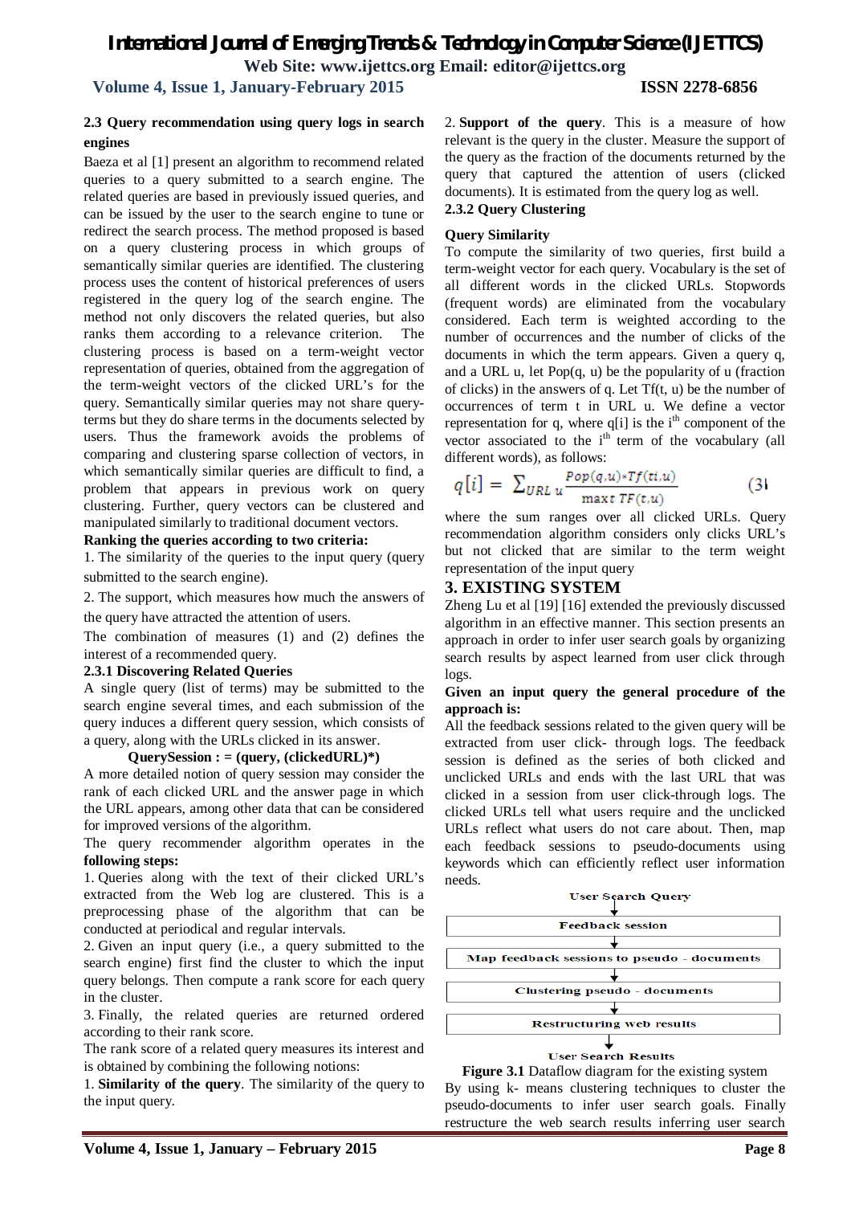### 2.3 Query recommendation using query logs in search engines

Baeza et al [1] present an algorithm to recommend related queries to a query submitted to a search engine. The related queries are based in previously issued queries, and can be issued by the user to the search engine to tune or redirect the search process. The method proposed is based on a query clustering process in which groups of semantically similar queries are identified. The clustering process uses the content of historical preferences of users registered in the query log of the search engine. The method not only discovers the related queries, but also ranks them according to a relevance criterion. The clustering process is based on a term-weight vector representation of queries, obtained from the aggregation of the term-weight vectors of the clicked URL's for the query. Semantically similar queries may not share query-terms but they do share terms in the documents selected by users. Thus the framework avoids the problems of comparing and clustering sparse collection of vectors, in which semantically similar queries are difficult to find, a problem that appears in previous work on query clustering. Further, query vectors can be clustered and manipulated similarly to traditional document vectors.

**Ranking the queries according to two criteria:**

1. The similarity of the queries to the input query (query submitted to the search engine).

2. The support, which measures how much the answers of the query have attracted the attention of users.

The combination of measures (1) and (2) defines the interest of a recommended query.

#### 2.3.1 Discovering Related Queries

A single query (list of terms) may be submitted to the search engine several times, and each submission of the query induces a different query session, which consists of a query, along with the URLs clicked in its answer.

**QuerySession : = (query, (clickedURL)*)**

A more detailed notion of query session may consider the rank of each clicked URL and the answer page in which the URL appears, among other data that can be considered for improved versions of the algorithm.

The query recommender algorithm operates in the **following steps:**

1. Queries along with the text of their clicked URL's extracted from the Web log are clustered. This is a preprocessing phase of the algorithm that can be conducted at periodical and regular intervals.

2. Given an input query (i.e., a query submitted to the search engine) first find the cluster to which the input query belongs. Then compute a rank score for each query in the cluster.

3. Finally, the related queries are returned ordered according to their rank score.

The rank score of a related query measures its interest and is obtained by combining the following notions:

1. **Similarity of the query**. The similarity of the query to the input query.

2. **Support of the query**. This is a measure of how relevant is the query in the cluster. Measure the support of the query as the fraction of the documents returned by the query that captured the attention of users (clicked documents). It is estimated from the query log as well.

#### 2.3.2 Query Clustering

**Query Similarity**

To compute the similarity of two queries, first build a term-weight vector for each query. Vocabulary is the set of all different words in the clicked URLs. Stopwords (frequent words) are eliminated from the vocabulary considered. Each term is weighted according to the number of occurrences and the number of clicks of the documents in which the term appears. Given a query q, and a URL u, let Pop(q, u) be the popularity of u (fraction of clicks) in the answers of q. Let Tf(t, u) be the number of occurrences of term t in URL u. We define a vector representation for q, where q[i] is the $i^{th}$ component of the vector associated to the $i^{th}$ term of the vocabulary (all different words), as follows:

$$q[i] = \sum_{URL\ u} \frac{Pop(q,u) * Tf(ti,u)}{\max t\ TF(t,u)} \qquad (3)$$

where the sum ranges over all clicked URLs. Query recommendation algorithm considers only clicks URL's but not clicked that are similar to the term weight representation of the input query

## 3. EXISTING SYSTEM

Zheng Lu et al [19] [16] extended the previously discussed algorithm in an effective manner. This section presents an approach in order to infer user search goals by organizing search results by aspect learned from user click through logs.

**Given an input query the general procedure of the approach is:**

All the feedback sessions related to the given query will be extracted from user click- through logs. The feedback session is defined as the series of both clicked and unclicked URLs and ends with the last URL that was clicked in a session from user click-through logs. The clicked URLs tell what users require and the unclicked URLs reflect what users do not care about. Then, map each feedback sessions to pseudo-documents using keywords which can efficiently reflect user information needs.

User Search Query → Feedback session → Map feedback sessions to pseudo - documents → Clustering pseudo - documents → Restructuring web results → User Search Results

**Figure 3.1** Dataflow diagram for the existing system

By using k- means clustering techniques to cluster the pseudo-documents to infer user search goals. Finally restructure the web search results inferring user search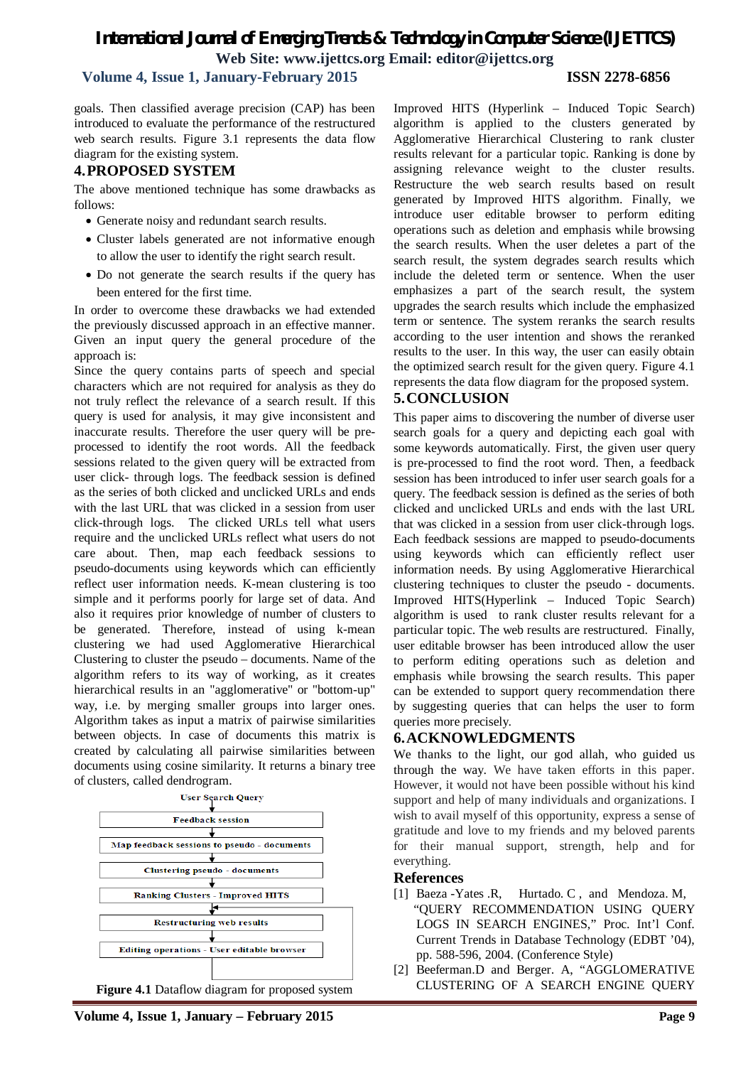goals. Then classified average precision (CAP) has been introduced to evaluate the performance of the restructured web search results. Figure 3.1 represents the data flow diagram for the existing system.

## 4. PROPOSED SYSTEM

The above mentioned technique has some drawbacks as follows:

- Generate noisy and redundant search results.
- Cluster labels generated are not informative enough to allow the user to identify the right search result.
- Do not generate the search results if the query has been entered for the first time.

In order to overcome these drawbacks we had extended the previously discussed approach in an effective manner. Given an input query the general procedure of the approach is:

Since the query contains parts of speech and special characters which are not required for analysis as they do not truly reflect the relevance of a search result. If this query is used for analysis, it may give inconsistent and inaccurate results. Therefore the user query will be pre-processed to identify the root words. All the feedback sessions related to the given query will be extracted from user click- through logs. The feedback session is defined as the series of both clicked and unclicked URLs and ends with the last URL that was clicked in a session from user click-through logs. The clicked URLs tell what users require and the unclicked URLs reflect what users do not care about. Then, map each feedback sessions to pseudo-documents using keywords which can efficiently reflect user information needs. K-mean clustering is too simple and it performs poorly for large set of data. And also it requires prior knowledge of number of clusters to be generated. Therefore, instead of using k-mean clustering we had used Agglomerative Hierarchical Clustering to cluster the pseudo – documents. Name of the algorithm refers to its way of working, as it creates hierarchical results in an "agglomerative" or "bottom-up" way, i.e. by merging smaller groups into larger ones. Algorithm takes as input a matrix of pairwise similarities between objects. In case of documents this matrix is created by calculating all pairwise similarities between documents using cosine similarity. It returns a binary tree of clusters, called dendrogram.

User Search Query
→ Feedback session
→ Map feedback sessions to pseudo - documents
→ Clustering pseudo - documents
→ Ranking Clusters - Improved HITS
→ Restructuring web results
→ Editing operations - User editable browser

**Figure 4.1** Dataflow diagram for proposed system

Improved HITS (Hyperlink – Induced Topic Search) algorithm is applied to the clusters generated by Agglomerative Hierarchical Clustering to rank cluster results relevant for a particular topic. Ranking is done by assigning relevance weight to the cluster results. Restructure the web search results based on result generated by Improved HITS algorithm. Finally, we introduce user editable browser to perform editing operations such as deletion and emphasis while browsing the search results. When the user deletes a part of the search result, the system degrades search results which include the deleted term or sentence. When the user emphasizes a part of the search result, the system upgrades the search results which include the emphasized term or sentence. The system reranks the search results according to the user intention and shows the reranked results to the user. In this way, the user can easily obtain the optimized search result for the given query. Figure 4.1 represents the data flow diagram for the proposed system.

## 5. CONCLUSION

This paper aims to discovering the number of diverse user search goals for a query and depicting each goal with some keywords automatically. First, the given user query is pre-processed to find the root word. Then, a feedback session has been introduced to infer user search goals for a query. The feedback session is defined as the series of both clicked and unclicked URLs and ends with the last URL that was clicked in a session from user click-through logs. Each feedback sessions are mapped to pseudo-documents using keywords which can efficiently reflect user information needs. By using Agglomerative Hierarchical clustering techniques to cluster the pseudo - documents. Improved HITS(Hyperlink – Induced Topic Search) algorithm is used to rank cluster results relevant for a particular topic. The web results are restructured. Finally, user editable browser has been introduced allow the user to perform editing operations such as deletion and emphasis while browsing the search results. This paper can be extended to support query recommendation there by suggesting queries that can helps the user to form queries more precisely.

## 6. ACKNOWLEDGMENTS

We thanks to the light, our god allah, who guided us through the way. We have taken efforts in this paper. However, it would not have been possible without his kind support and help of many individuals and organizations. I wish to avail myself of this opportunity, express a sense of gratitude and love to my friends and my beloved parents for their manual support, strength, help and for everything.

## References

[1] Baeza -Yates .R, Hurtado. C , and Mendoza. M, "QUERY RECOMMENDATION USING QUERY LOGS IN SEARCH ENGINES," Proc. Int'l Conf. Current Trends in Database Technology (EDBT '04), pp. 588-596, 2004. (Conference Style)

[2] Beeferman.D and Berger. A, "AGGLOMERATIVE CLUSTERING OF A SEARCH ENGINE QUERY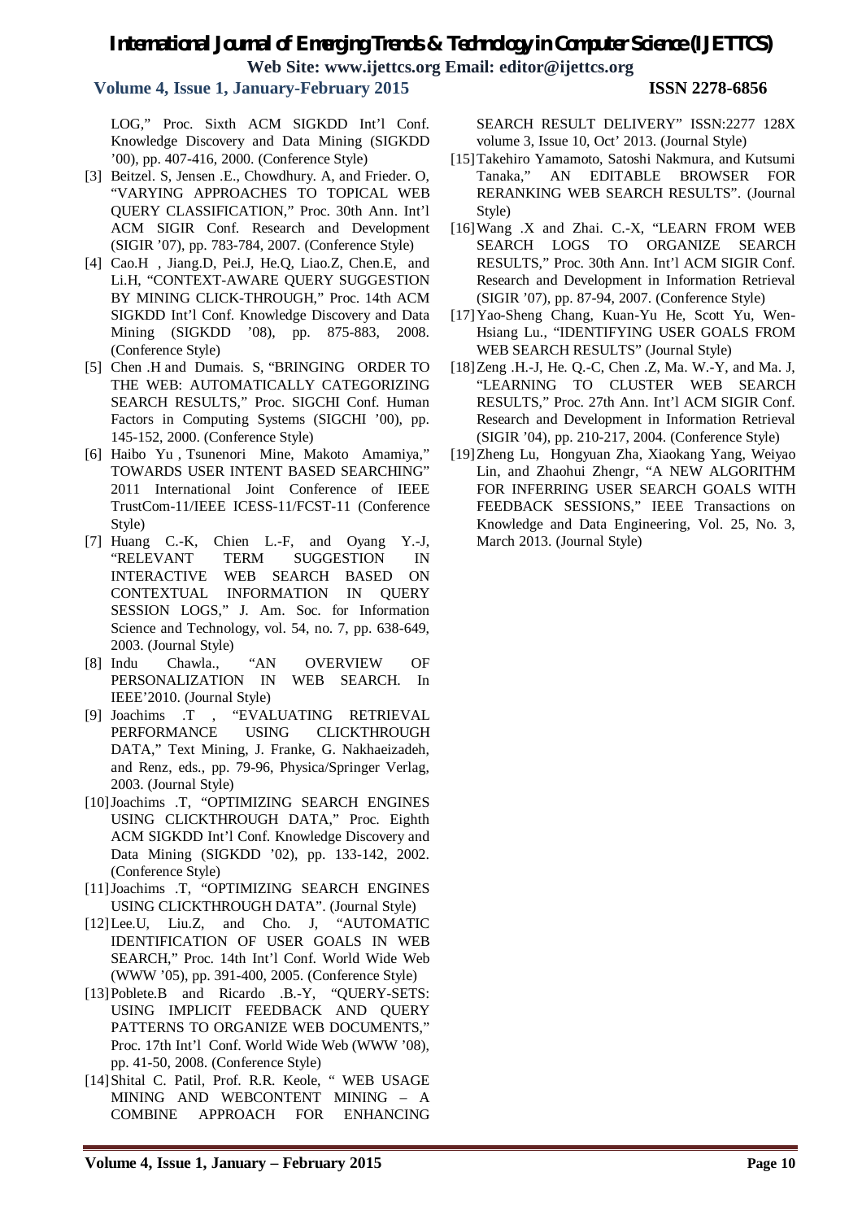LOG," Proc. Sixth ACM SIGKDD Int'l Conf. Knowledge Discovery and Data Mining (SIGKDD '00), pp. 407-416, 2000. (Conference Style)

[3] Beitzel. S, Jensen .E., Chowdhury. A, and Frieder. O, "VARYING APPROACHES TO TOPICAL WEB QUERY CLASSIFICATION," Proc. 30th Ann. Int'l ACM SIGIR Conf. Research and Development (SIGIR '07), pp. 783-784, 2007. (Conference Style)

[4] Cao.H , Jiang.D, Pei.J, He.Q, Liao.Z, Chen.E, and Li.H, "CONTEXT-AWARE QUERY SUGGESTION BY MINING CLICK-THROUGH," Proc. 14th ACM SIGKDD Int'l Conf. Knowledge Discovery and Data Mining (SIGKDD '08), pp. 875-883, 2008. (Conference Style)

[5] Chen .H and Dumais. S, "BRINGING ORDER TO THE WEB: AUTOMATICALLY CATEGORIZING SEARCH RESULTS," Proc. SIGCHI Conf. Human Factors in Computing Systems (SIGCHI '00), pp. 145-152, 2000. (Conference Style)

[6] Haibo Yu , Tsunenori Mine, Makoto Amamiya," TOWARDS USER INTENT BASED SEARCHING" 2011 International Joint Conference of IEEE TrustCom-11/IEEE ICESS-11/FCST-11 (Conference Style)

[7] Huang C.-K, Chien L.-F, and Oyang Y.-J, "RELEVANT TERM SUGGESTION IN INTERACTIVE WEB SEARCH BASED ON CONTEXTUAL INFORMATION IN QUERY SESSION LOGS," J. Am. Soc. for Information Science and Technology, vol. 54, no. 7, pp. 638-649, 2003. (Journal Style)

[8] Indu Chawla., "AN OVERVIEW OF PERSONALIZATION IN WEB SEARCH. In IEEE'2010. (Journal Style)

[9] Joachims .T , "EVALUATING RETRIEVAL PERFORMANCE USING CLICKTHROUGH DATA," Text Mining, J. Franke, G. Nakhaeizadeh, and Renz, eds., pp. 79-96, Physica/Springer Verlag, 2003. (Journal Style)

[10] Joachims .T, "OPTIMIZING SEARCH ENGINES USING CLICKTHROUGH DATA," Proc. Eighth ACM SIGKDD Int'l Conf. Knowledge Discovery and Data Mining (SIGKDD '02), pp. 133-142, 2002. (Conference Style)

[11] Joachims .T, "OPTIMIZING SEARCH ENGINES USING CLICKTHROUGH DATA". (Journal Style)

[12] Lee.U, Liu.Z, and Cho. J, "AUTOMATIC IDENTIFICATION OF USER GOALS IN WEB SEARCH," Proc. 14th Int'l Conf. World Wide Web (WWW '05), pp. 391-400, 2005. (Conference Style)

[13] Poblete.B and Ricardo .B.-Y, "QUERY-SETS: USING IMPLICIT FEEDBACK AND QUERY PATTERNS TO ORGANIZE WEB DOCUMENTS," Proc. 17th Int'l Conf. World Wide Web (WWW '08), pp. 41-50, 2008. (Conference Style)

[14] Shital C. Patil, Prof. R.R. Keole, " WEB USAGE MINING AND WEBCONTENT MINING – A COMBINE APPROACH FOR ENHANCING SEARCH RESULT DELIVERY" ISSN:2277 128X volume 3, Issue 10, Oct' 2013. (Journal Style)

[15] Takehiro Yamamoto, Satoshi Nakmura, and Kutsumi Tanaka," AN EDITABLE BROWSER FOR RERANKING WEB SEARCH RESULTS". (Journal Style)

[16] Wang .X and Zhai. C.-X, "LEARN FROM WEB SEARCH LOGS TO ORGANIZE SEARCH RESULTS," Proc. 30th Ann. Int'l ACM SIGIR Conf. Research and Development in Information Retrieval (SIGIR '07), pp. 87-94, 2007. (Conference Style)

[17] Yao-Sheng Chang, Kuan-Yu He, Scott Yu, Wen-Hsiang Lu., "IDENTIFYING USER GOALS FROM WEB SEARCH RESULTS" (Journal Style)

[18] Zeng .H.-J, He. Q.-C, Chen .Z, Ma. W.-Y, and Ma. J, "LEARNING TO CLUSTER WEB SEARCH RESULTS," Proc. 27th Ann. Int'l ACM SIGIR Conf. Research and Development in Information Retrieval (SIGIR '04), pp. 210-217, 2004. (Conference Style)

[19] Zheng Lu, Hongyuan Zha, Xiaokang Yang, Weiyao Lin, and Zhaohui Zhengr, "A NEW ALGORITHM FOR INFERRING USER SEARCH GOALS WITH FEEDBACK SESSIONS," IEEE Transactions on Knowledge and Data Engineering, Vol. 25, No. 3, March 2013. (Journal Style)